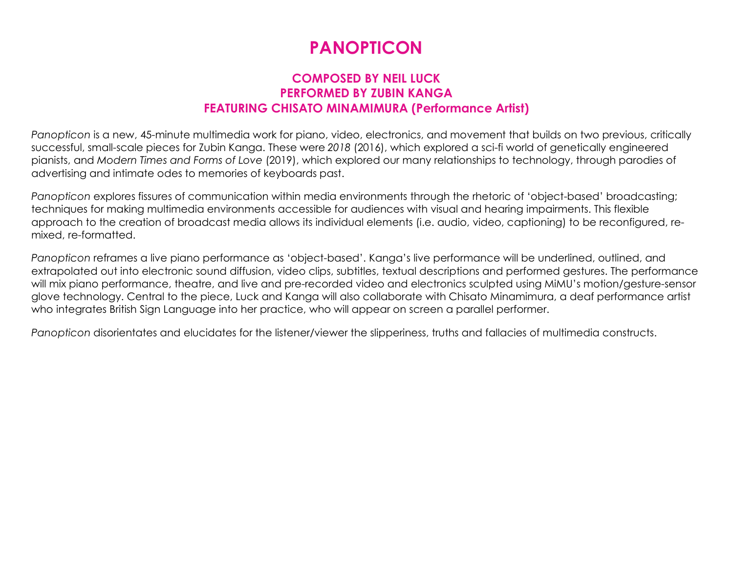# PANOPTICON

### COMPOSED BY NEIL LUCK
### PERFORMED BY ZUBIN KANGA
### FEATURING CHISATO MINAMIMURA (Performance Artist)

*Panopticon* is a new, 45-minute multimedia work for piano, video, electronics, and movement that builds on two previous, critically successful, small-scale pieces for Zubin Kanga. These were *2018* (2016), which explored a sci-fi world of genetically engineered pianists, and *Modern Times and Forms of Love* (2019), which explored our many relationships to technology, through parodies of advertising and intimate odes to memories of keyboards past.

*Panopticon* explores fissures of communication within media environments through the rhetoric of 'object-based' broadcasting; techniques for making multimedia environments accessible for audiences with visual and hearing impairments. This flexible approach to the creation of broadcast media allows its individual elements (i.e. audio, video, captioning) to be reconfigured, re-mixed, re-formatted.

*Panopticon* reframes a live piano performance as 'object-based'. Kanga's live performance will be underlined, outlined, and extrapolated out into electronic sound diffusion, video clips, subtitles, textual descriptions and performed gestures. The performance will mix piano performance, theatre, and live and pre-recorded video and electronics sculpted using MiMU's motion/gesture-sensor glove technology. Central to the piece, Luck and Kanga will also collaborate with Chisato Minamimura, a deaf performance artist who integrates British Sign Language into her practice, who will appear on screen a parallel performer.

*Panopticon* disorientates and elucidates for the listener/viewer the slipperiness, truths and fallacies of multimedia constructs.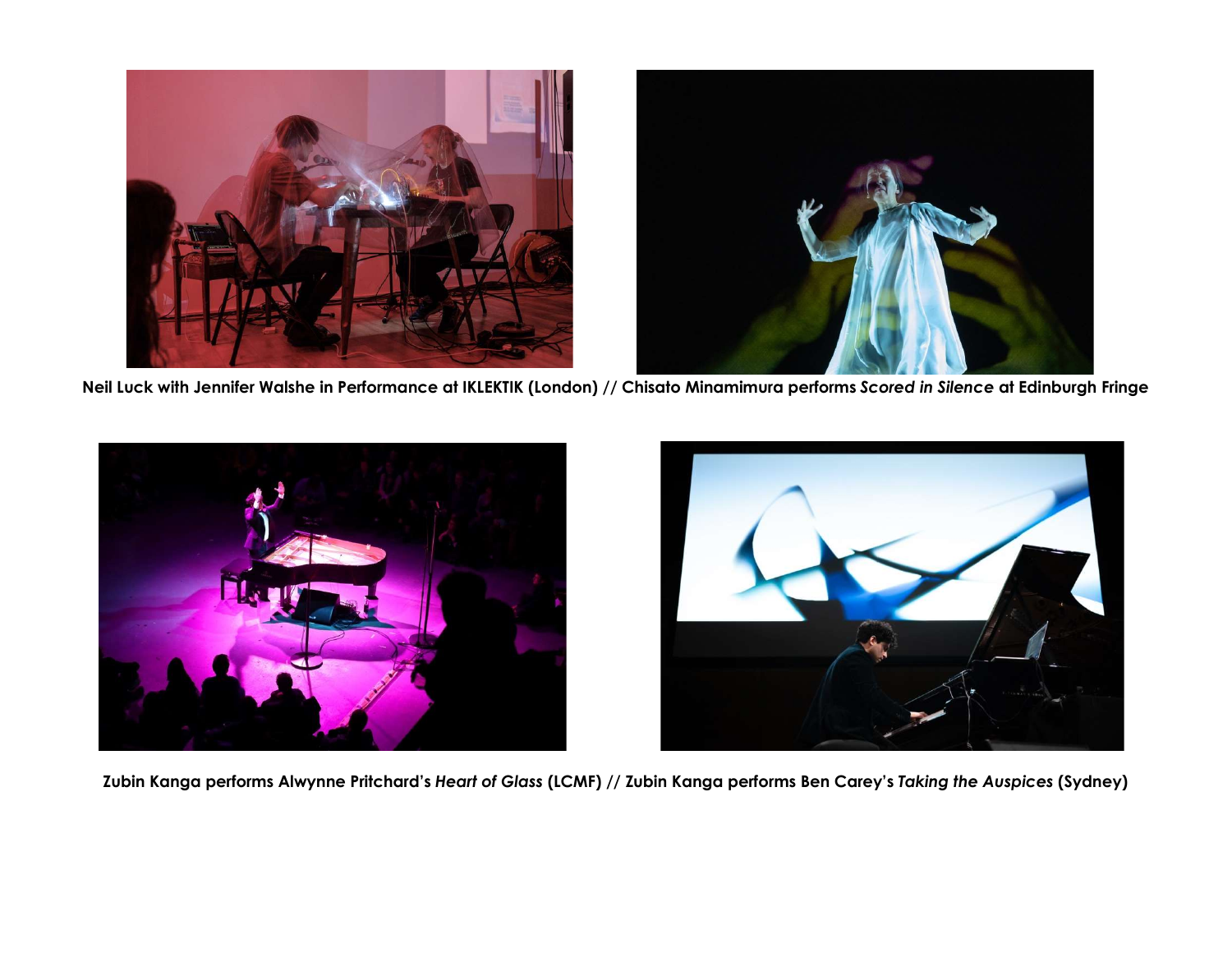**Neil Luck with Jennifer Walshe in Performance at IKLEKTIK (London) // Chisato Minamimura performs *Scored in Silence* at Edinburgh Fringe**

**Zubin Kanga performs Alwynne Pritchard's *Heart of Glass* (LCMF) // Zubin Kanga performs Ben Carey's *Taking the Auspices* (Sydney)**